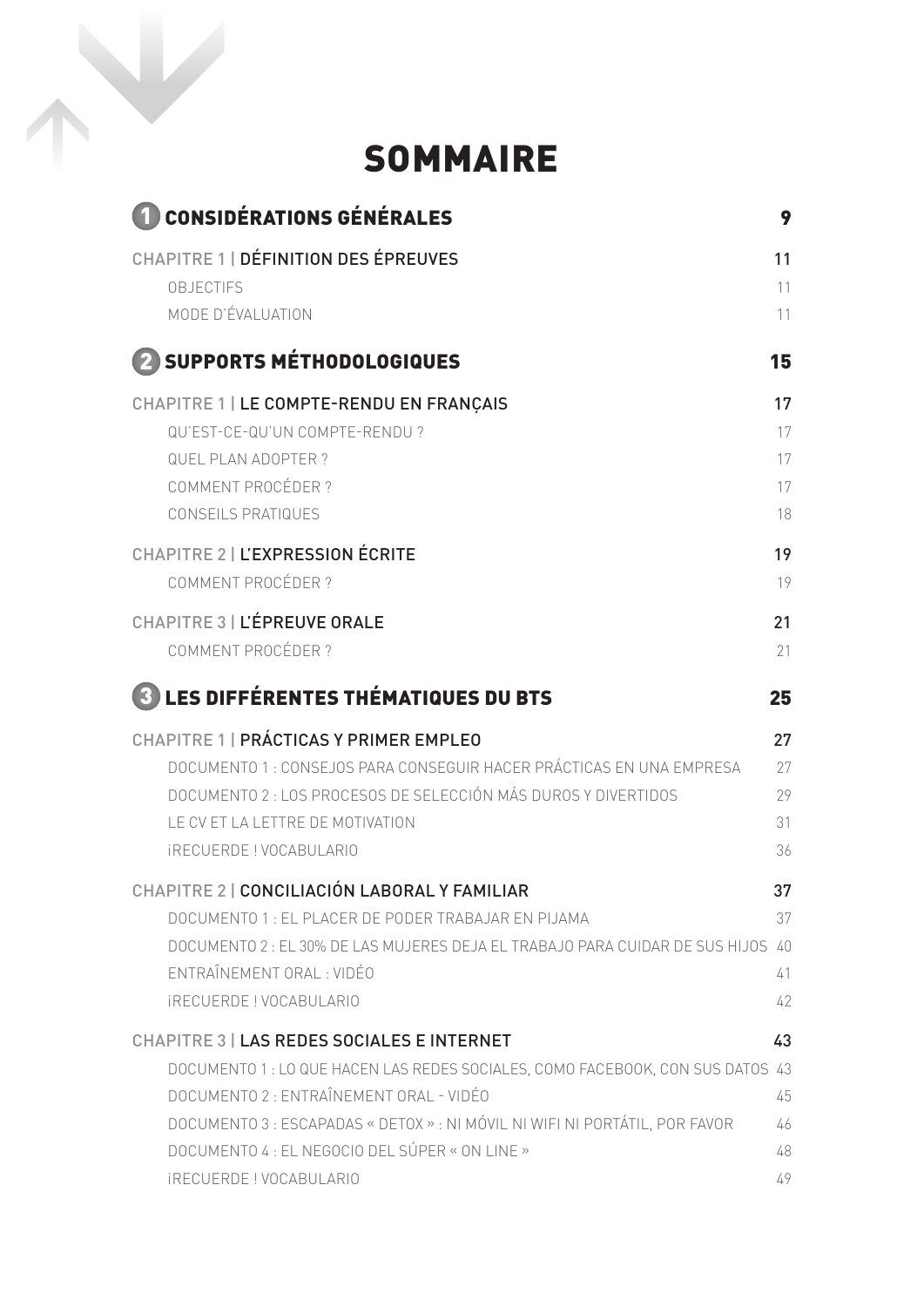# SOMMAIRE

## 1 CONSIDÉRATIONS GÉNÉRALES — 9

**CHAPITRE 1 | DÉFINITION DES ÉPREUVES** — 11

- OBJECTIFS — 11
- MODE D'ÉVALUATION — 11

## 2 SUPPORTS MÉTHODOLOGIQUES — 15

**CHAPITRE 1 | LE COMPTE-RENDU EN FRANÇAIS** — 17

- QU'EST-CE-QU'UN COMPTE-RENDU ? — 17
- QUEL PLAN ADOPTER ? — 17
- COMMENT PROCÉDER ? — 17
- CONSEILS PRATIQUES — 18

**CHAPITRE 2 | L'EXPRESSION ÉCRITE** — 19

- COMMENT PROCÉDER ? — 19

**CHAPITRE 3 | L'ÉPREUVE ORALE** — 21

- COMMENT PROCÉDER ? — 21

## 3 LES DIFFÉRENTES THÉMATIQUES DU BTS — 25

**CHAPITRE 1 | PRÁCTICAS Y PRIMER EMPLEO** — 27

- DOCUMENTO 1 : CONSEJOS PARA CONSEGUIR HACER PRÁCTICAS EN UNA EMPRESA — 27
- DOCUMENTO 2 : LOS PROCESOS DE SELECCIÓN MÁS DUROS Y DIVERTIDOS — 29
- LE CV ET LA LETTRE DE MOTIVATION — 31
- ¡RECUERDE ! VOCABULARIO — 36

**CHAPITRE 2 | CONCILIACIÓN LABORAL Y FAMILIAR** — 37

- DOCUMENTO 1 : EL PLACER DE PODER TRABAJAR EN PIJAMA — 37
- DOCUMENTO 2 : EL 30% DE LAS MUJERES DEJA EL TRABAJO PARA CUIDAR DE SUS HIJOS — 40
- ENTRAÎNEMENT ORAL : VIDÉO — 41
- ¡RECUERDE ! VOCABULARIO — 42

**CHAPITRE 3 | LAS REDES SOCIALES E INTERNET** — 43

- DOCUMENTO 1 : LO QUE HACEN LAS REDES SOCIALES, COMO FACEBOOK, CON SUS DATOS — 43
- DOCUMENTO 2 : ENTRAÎNEMENT ORAL - VIDÉO — 45
- DOCUMENTO 3 : ESCAPADAS « DETOX » : NI MÓVIL NI WIFI NI PORTÁTIL, POR FAVOR — 46
- DOCUMENTO 4 : EL NEGOCIO DEL SÚPER « ON LINE » — 48
- ¡RECUERDE ! VOCABULARIO — 49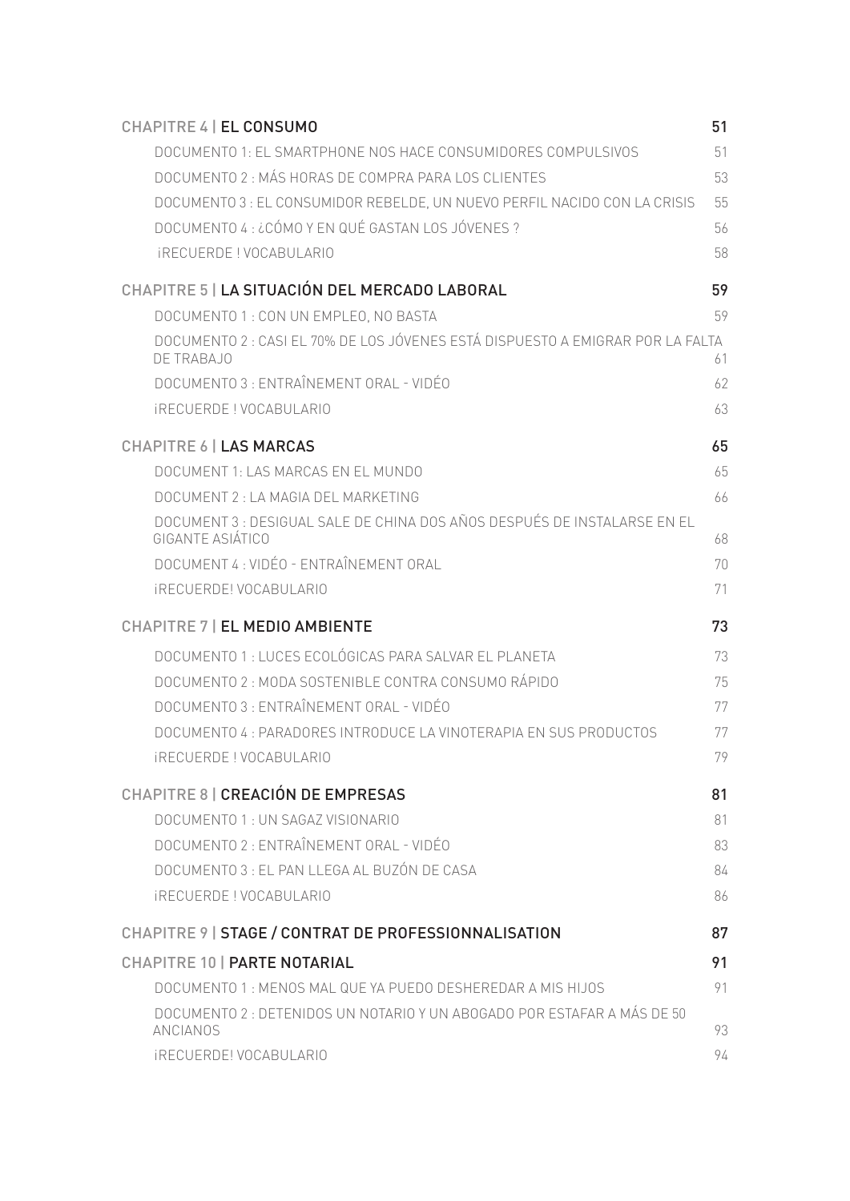CHAPITRE 4 | EL CONSUMO 51

- DOCUMENTO 1: EL SMARTPHONE NOS HACE CONSUMIDORES COMPULSIVOS 51
- DOCUMENTO 2 : MÁS HORAS DE COMPRA PARA LOS CLIENTES 53
- DOCUMENTO 3 : EL CONSUMIDOR REBELDE, UN NUEVO PERFIL NACIDO CON LA CRISIS 55
- DOCUMENTO 4 : ¿CÓMO Y EN QUÉ GASTAN LOS JÓVENES ? 56
- ¡RECUERDE ! VOCABULARIO 58

CHAPITRE 5 | LA SITUACIÓN DEL MERCADO LABORAL 59

- DOCUMENTO 1 : CON UN EMPLEO, NO BASTA 59
- DOCUMENTO 2 : CASI EL 70% DE LOS JÓVENES ESTÁ DISPUESTO A EMIGRAR POR LA FALTA DE TRABAJO 61
- DOCUMENTO 3 : ENTRAÎNEMENT ORAL - VIDÉO 62
- ¡RECUERDE ! VOCABULARIO 63

CHAPITRE 6 | LAS MARCAS 65

- DOCUMENT 1: LAS MARCAS EN EL MUNDO 65
- DOCUMENT 2 : LA MAGIA DEL MARKETING 66
- DOCUMENT 3 : DESIGUAL SALE DE CHINA DOS AÑOS DESPUÉS DE INSTALARSE EN EL GIGANTE ASIÁTICO 68
- DOCUMENT 4 : VIDÉO - ENTRAÎNEMENT ORAL 70
- ¡RECUERDE! VOCABULARIO 71

CHAPITRE 7 | EL MEDIO AMBIENTE 73

- DOCUMENTO 1 : LUCES ECOLÓGICAS PARA SALVAR EL PLANETA 73
- DOCUMENTO 2 : MODA SOSTENIBLE CONTRA CONSUMO RÁPIDO 75
- DOCUMENTO 3 : ENTRAÎNEMENT ORAL - VIDÉO 77
- DOCUMENTO 4 : PARADORES INTRODUCE LA VINOTERAPIA EN SUS PRODUCTOS 77
- ¡RECUERDE ! VOCABULARIO 79

CHAPITRE 8 | CREACIÓN DE EMPRESAS 81

- DOCUMENTO 1 : UN SAGAZ VISIONARIO 81
- DOCUMENTO 2 : ENTRAÎNEMENT ORAL - VIDÉO 83
- DOCUMENTO 3 : EL PAN LLEGA AL BUZÓN DE CASA 84
- ¡RECUERDE ! VOCABULARIO 86

CHAPITRE 9 | STAGE / CONTRAT DE PROFESSIONNALISATION 87

CHAPITRE 10 | PARTE NOTARIAL 91

- DOCUMENTO 1 : MENOS MAL QUE YA PUEDO DESHEREDAR A MIS HIJOS 91
- DOCUMENTO 2 : DETENIDOS UN NOTARIO Y UN ABOGADO POR ESTAFAR A MÁS DE 50 ANCIANOS 93
- ¡RECUERDE! VOCABULARIO 94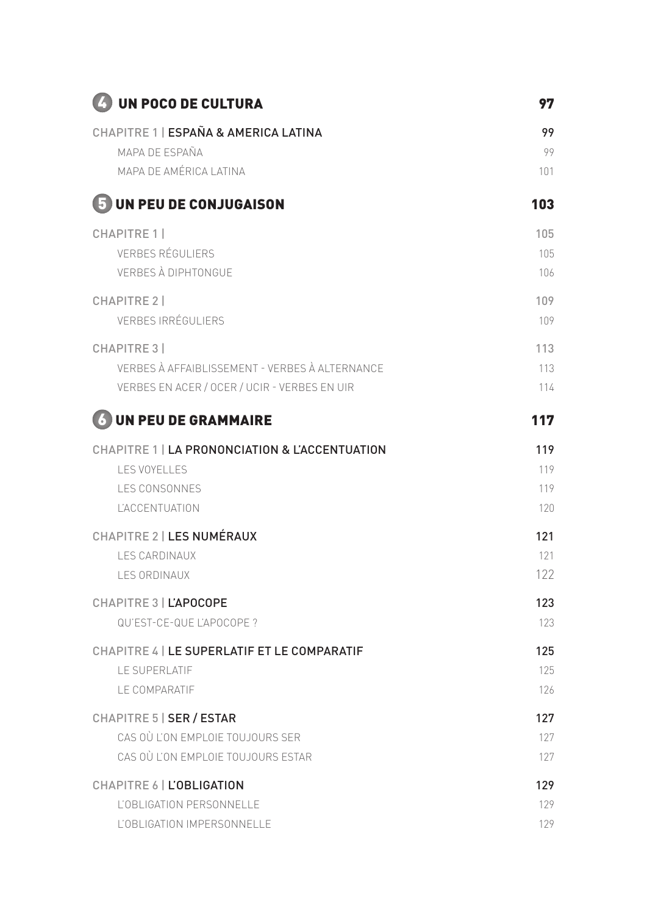## 4 UN POCO DE CULTURA — 97

CHAPITRE 1 | **ESPAÑA & AMERICA LATINA** — 99

- MAPA DE ESPAÑA — 99
- MAPA DE AMÉRICA LATINA — 101

## 5 UN PEU DE CONJUGAISON — 103

CHAPITRE 1 | — 105

- VERBES RÉGULIERS — 105
- VERBES À DIPHTONGUE — 106

CHAPITRE 2 | — 109

- VERBES IRRÉGULIERS — 109

CHAPITRE 3 | — 113

- VERBES À AFFAIBLISSEMENT - VERBES À ALTERNANCE — 113
- VERBES EN ACER / OCER / UCIR - VERBES EN UIR — 114

## 6 UN PEU DE GRAMMAIRE — 117

CHAPITRE 1 | **LA PRONONCIATION & L'ACCENTUATION** — 119

- LES VOYELLES — 119
- LES CONSONNES — 119
- L'ACCENTUATION — 120

CHAPITRE 2 | **LES NUMÉRAUX** — 121

- LES CARDINAUX — 121
- LES ORDINAUX — 122

CHAPITRE 3 | **L'APOCOPE** — 123

- QU'EST-CE-QUE L'APOCOPE ? — 123

CHAPITRE 4 | **LE SUPERLATIF ET LE COMPARATIF** — 125

- LE SUPERLATIF — 125
- LE COMPARATIF — 126

CHAPITRE 5 | **SER / ESTAR** — 127

- CAS OÙ L'ON EMPLOIE TOUJOURS SER — 127
- CAS OÙ L'ON EMPLOIE TOUJOURS ESTAR — 127

CHAPITRE 6 | **L'OBLIGATION** — 129

- L'OBLIGATION PERSONNELLE — 129
- L'OBLIGATION IMPERSONNELLE — 129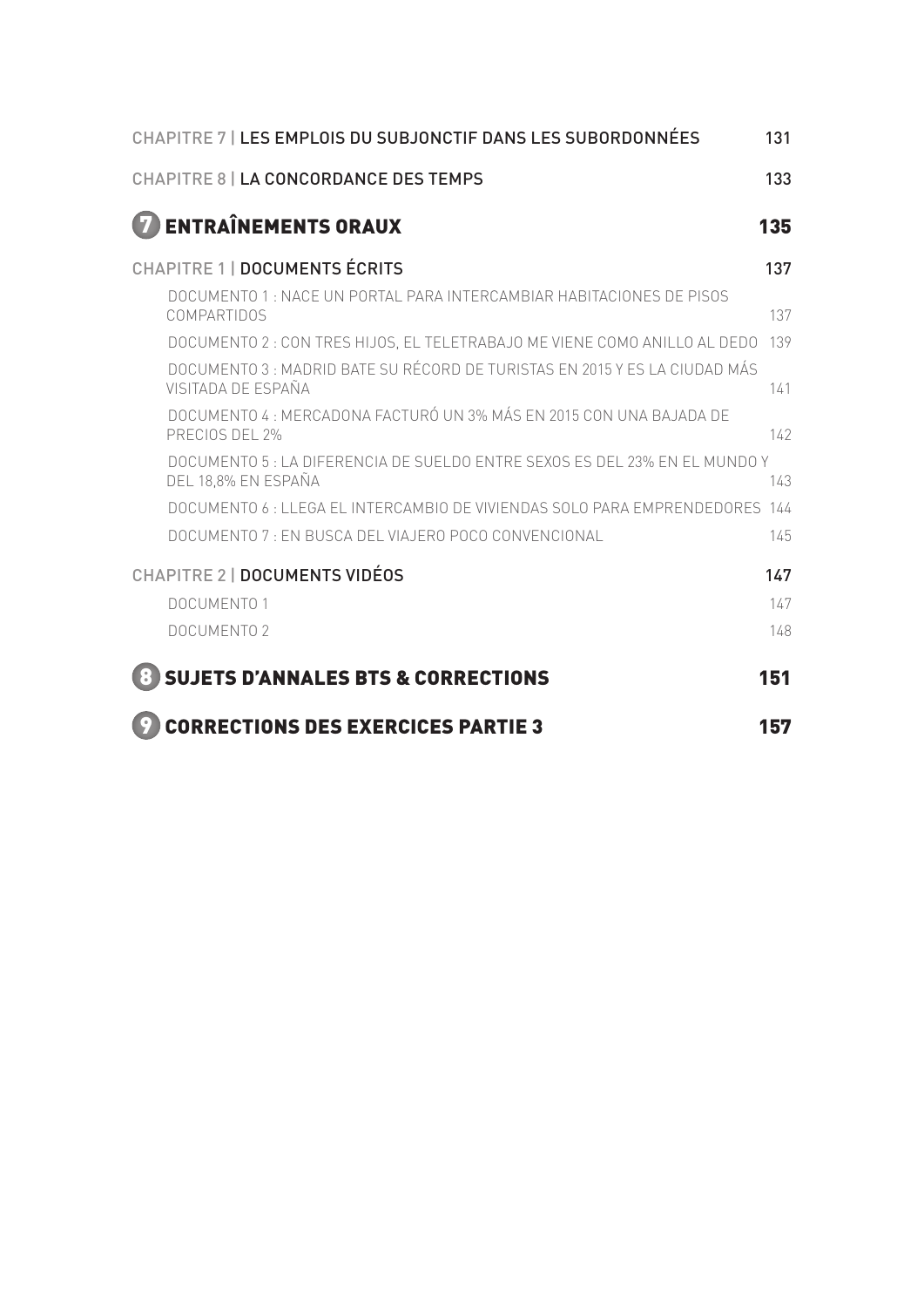CHAPITRE 7 | LES EMPLOIS DU SUBJONCTIF DANS LES SUBORDONNÉES 131

CHAPITRE 8 | LA CONCORDANCE DES TEMPS 133

# 7 ENTRAÎNEMENTS ORAUX 135

CHAPITRE 1 | DOCUMENTS ÉCRITS 137

DOCUMENTO 1 : NACE UN PORTAL PARA INTERCAMBIAR HABITACIONES DE PISOS COMPARTIDOS 137

DOCUMENTO 2 : CON TRES HIJOS, EL TELETRABAJO ME VIENE COMO ANILLO AL DEDO 139

DOCUMENTO 3 : MADRID BATE SU RÉCORD DE TURISTAS EN 2015 Y ES LA CIUDAD MÁS VISITADA DE ESPAÑA 141

DOCUMENTO 4 : MERCADONA FACTURÓ UN 3% MÁS EN 2015 CON UNA BAJADA DE PRECIOS DEL 2% 142

DOCUMENTO 5 : LA DIFERENCIA DE SUELDO ENTRE SEXOS ES DEL 23% EN EL MUNDO Y DEL 18,8% EN ESPAÑA 143

DOCUMENTO 6 : LLEGA EL INTERCAMBIO DE VIVIENDAS SOLO PARA EMPRENDEDORES 144

DOCUMENTO 7 : EN BUSCA DEL VIAJERO POCO CONVENCIONAL 145

CHAPITRE 2 | DOCUMENTS VIDÉOS 147

DOCUMENTO 1 147

DOCUMENTO 2 148

# 8 SUJETS D'ANNALES BTS & CORRECTIONS 151

# 9 CORRECTIONS DES EXERCICES PARTIE 3 157